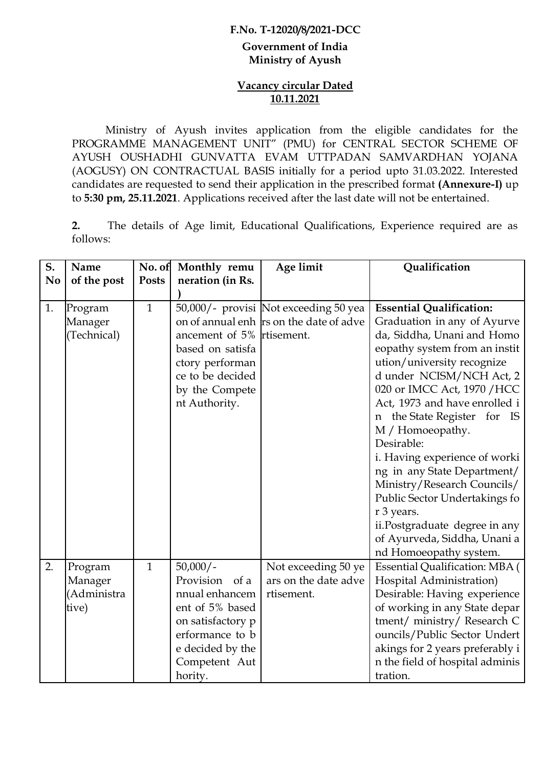**F.No. T-12020/8/2021-DCC**

**Government of India**
**Ministry of Ayush**

**Vacancy circular Dated 10.11.2021**

Ministry of Ayush invites application from the eligible candidates for the PROGRAMME MANAGEMENT UNIT" (PMU) for CENTRAL SECTOR SCHEME OF AYUSH OUSHADHI GUNVATTA EVAM UTTPADAN SAMVARDHAN YOJANA (AOGUSY) ON CONTRACTUAL BASIS initially for a period upto 31.03.2022. Interested candidates are requested to send their application in the prescribed format **(Annexure-I)** up to **5:30 pm, 25.11.2021**. Applications received after the last date will not be entertained.

**2.** The details of Age limit, Educational Qualifications, Experience required are as follows:

| S. No | Name of the post | No. of Posts | Monthly remuneration (in Rs. ) | Age limit | Qualification |
|---|---|---|---|---|---|
| 1. | Program Manager (Technical) | 1 | 50,000/- provision of annual enhancement of 5% based on satisfactory performance to be decided by the Competent Authority. | Not exceeding 50 years on the date of advertisement. | **Essential Qualification:** Graduation in any of Ayurveda, Siddha, Unani and Homoeopathy system from an institution/university recognized under NCISM/NCH Act, 2020 or IMCC Act, 1970 /HCC Act, 1973 and have enrolled in the State Register for ISM / Homoeopathy.<br>Desirable:<br>i. Having experience of working in any State Department/ Ministry/Research Councils/ Public Sector Undertakings for 3 years.<br>ii.Postgraduate degree in any of Ayurveda, Siddha, Unani and Homoeopathy system. |
| 2. | Program Manager (Administrative) | 1 | 50,000/- Provision of annual enhancement of 5% based on satisfactory performance to be decided by the Competent Authority. | Not exceeding 50 years on the date advertisement. | Essential Qualification: MBA ( Hospital Administration)<br>Desirable: Having experience of working in any State department/ ministry/ Research Councils/Public Sector Undertakings for 2 years preferably in the field of hospital administration. |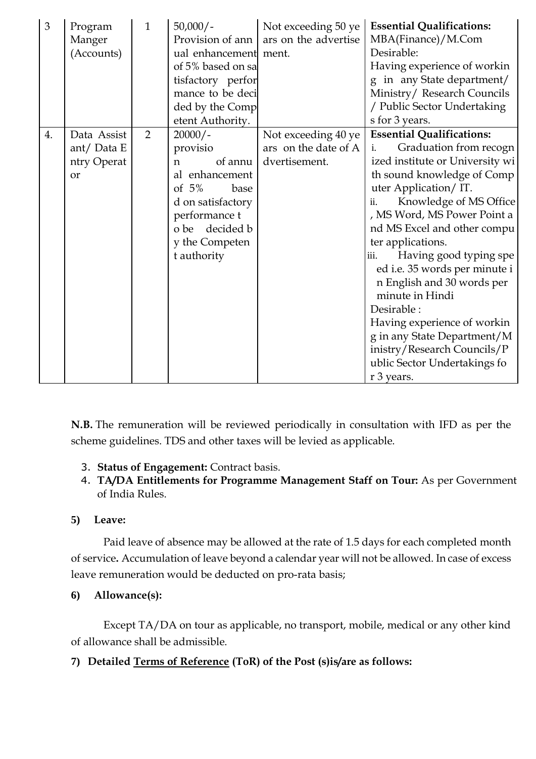| 3 | Program Manger (Accounts) | 1 | 50,000/- Provision of annual enhancement of 5% based on satisfactory performance to be decided by the Competent Authority. | Not exceeding 50 years on the advertisement. | **Essential Qualifications:** MBA(Finance)/M.Com<br>Desirable:<br>Having experience of working in any State department/ Ministry/ Research Councils / Public Sector Undertakings for 3 years. |
|---|---|---|---|---|---|
| 4. | Data Assistant/ Data Entry Operator | 2 | 20000/- provision of annual enhancement of 5% based on satisfactory performance to be decided by the Competent authority | Not exceeding 40 years on the date of Advertisement. | **Essential Qualifications:**<br>i. Graduation from recognized institute or University with sound knowledge of Computer Application/ IT.<br>ii. Knowledge of MS Office, MS Word, MS Power Point and MS Excel and other computer applications.<br>iii. Having good typing speed i.e. 35 words per minute in English and 30 words per minute in Hindi<br>Desirable :<br>Having experience of working in any State Department/Ministry/Research Councils/Public Sector Undertakings for 3 years. |

**N.B.** The remuneration will be reviewed periodically in consultation with IFD as per the scheme guidelines. TDS and other taxes will be levied as applicable.

3. **Status of Engagement:** Contract basis.
4. **TA/DA Entitlements for Programme Management Staff on Tour:** As per Government of India Rules.

**5) Leave:**

Paid leave of absence may be allowed at the rate of 1.5 days for each completed month of service**.** Accumulation of leave beyond a calendar year will not be allowed. In case of excess leave remuneration would be deducted on pro-rata basis;

**6) Allowance(s):**

Except TA/DA on tour as applicable, no transport, mobile, medical or any other kind of allowance shall be admissible.

**7) Detailed Terms of Reference (ToR) of the Post (s)is/are as follows:**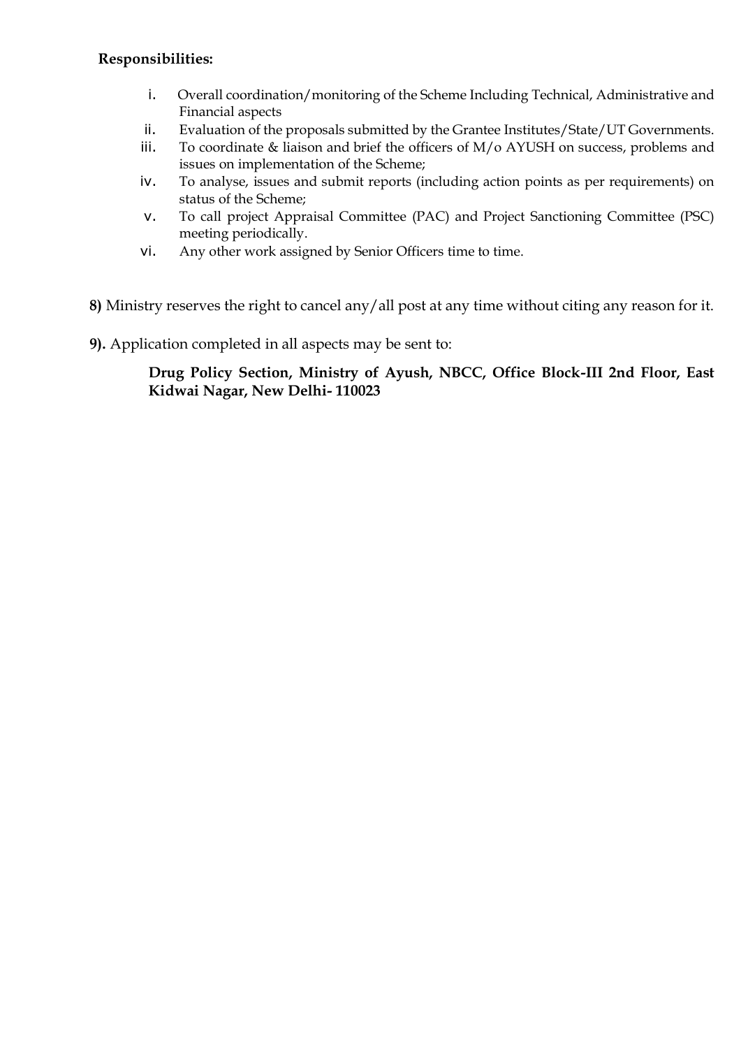**Responsibilities:**

i. Overall coordination/monitoring of the Scheme Including Technical, Administrative and Financial aspects
ii. Evaluation of the proposals submitted by the Grantee Institutes/State/UT Governments.
iii. To coordinate & liaison and brief the officers of M/o AYUSH on success, problems and issues on implementation of the Scheme;
iv. To analyse, issues and submit reports (including action points as per requirements) on status of the Scheme;
v. To call project Appraisal Committee (PAC) and Project Sanctioning Committee (PSC) meeting periodically.
vi. Any other work assigned by Senior Officers time to time.

**8)** Ministry reserves the right to cancel any/all post at any time without citing any reason for it.

**9).** Application completed in all aspects may be sent to:

**Drug Policy Section, Ministry of Ayush, NBCC, Office Block-III 2nd Floor, East Kidwai Nagar, New Delhi- 110023**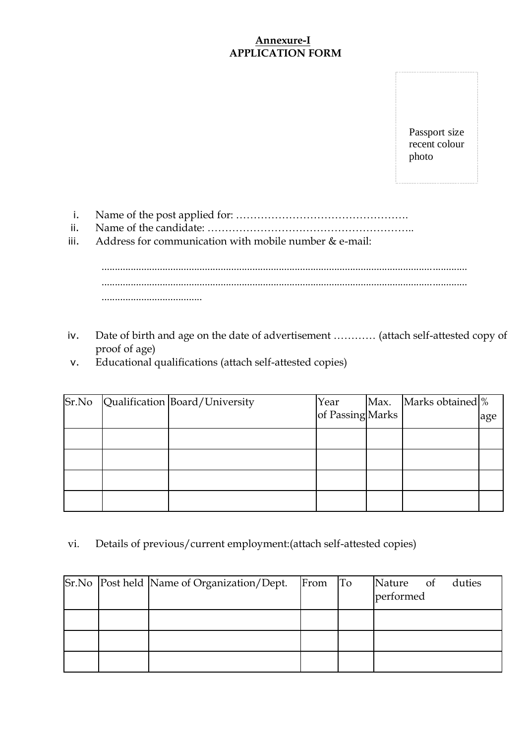**Annexure-I**

**APPLICATION FORM**

Passport size recent colour photo

i. Name of the post applied for: ………………………………………….

ii. Name of the candidate: ………………………………………………..

iii. Address for communication with mobile number & e-mail:

.........................................................................................................................................
.........................................................................................................................................
......................................

iv. Date of birth and age on the date of advertisement ………… (attach self-attested copy of proof of age)

v. Educational qualifications (attach self-attested copies)

| Sr.No | Qualification | Board/University | Year of Passing | Max. Marks | Marks obtained | % age |
|---|---|---|---|---|---|---|
| | | | | | | |
| | | | | | | |
| | | | | | | |
| | | | | | | |

vi. Details of previous/current employment:(attach self-attested copies)

| Sr.No | Post held | Name of Organization/Dept. | From | To | Nature of duties performed |
|---|---|---|---|---|---|
| | | | | | |
| | | | | | |
| | | | | | |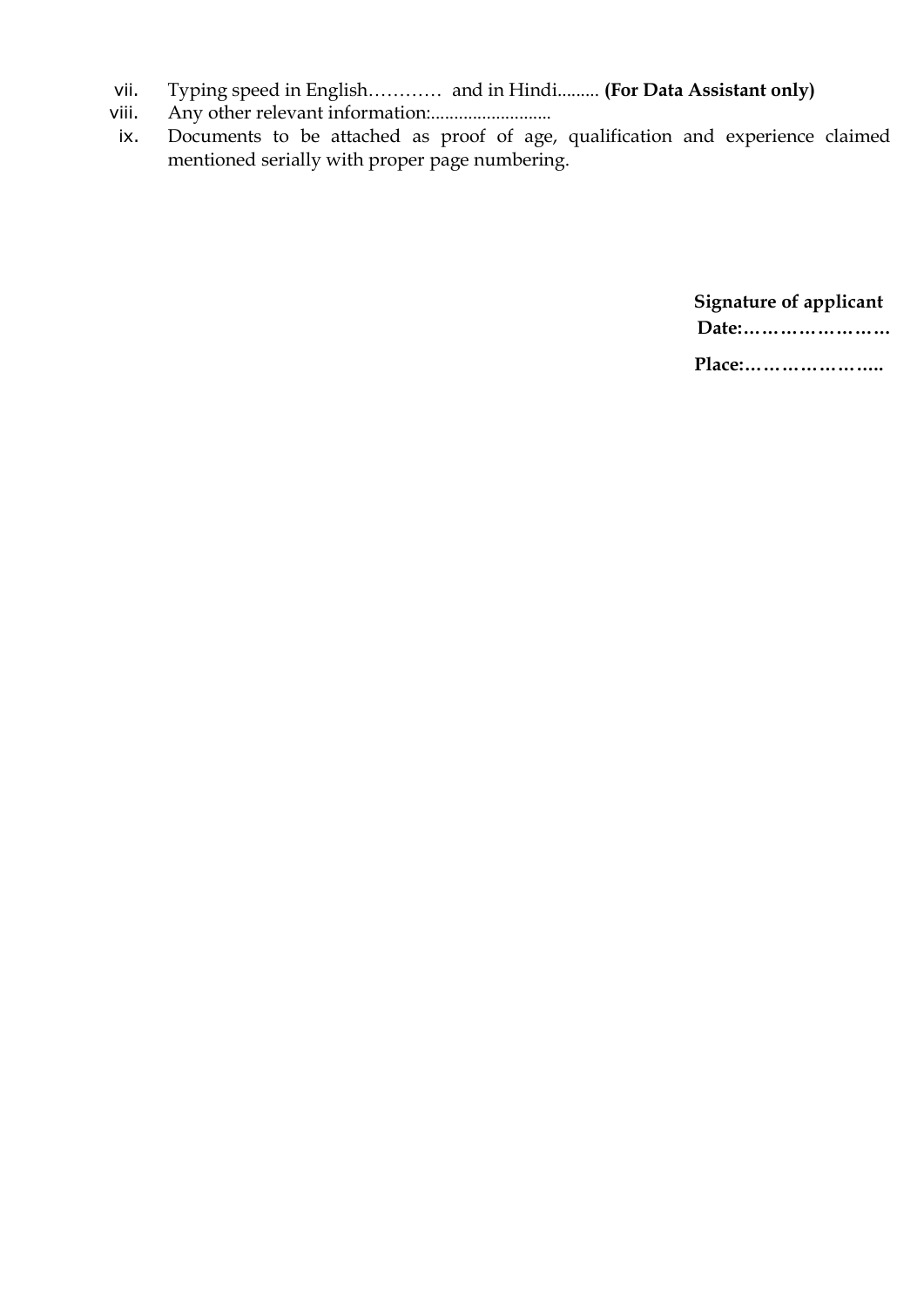vii. Typing speed in English………… and in Hindi......... **(For Data Assistant only)**

viii. Any other relevant information:..........................

ix. Documents to be attached as proof of age, qualification and experience claimed mentioned serially with proper page numbering.

**Signature of applicant**

**Date:……………………**

**Place:…………………..**